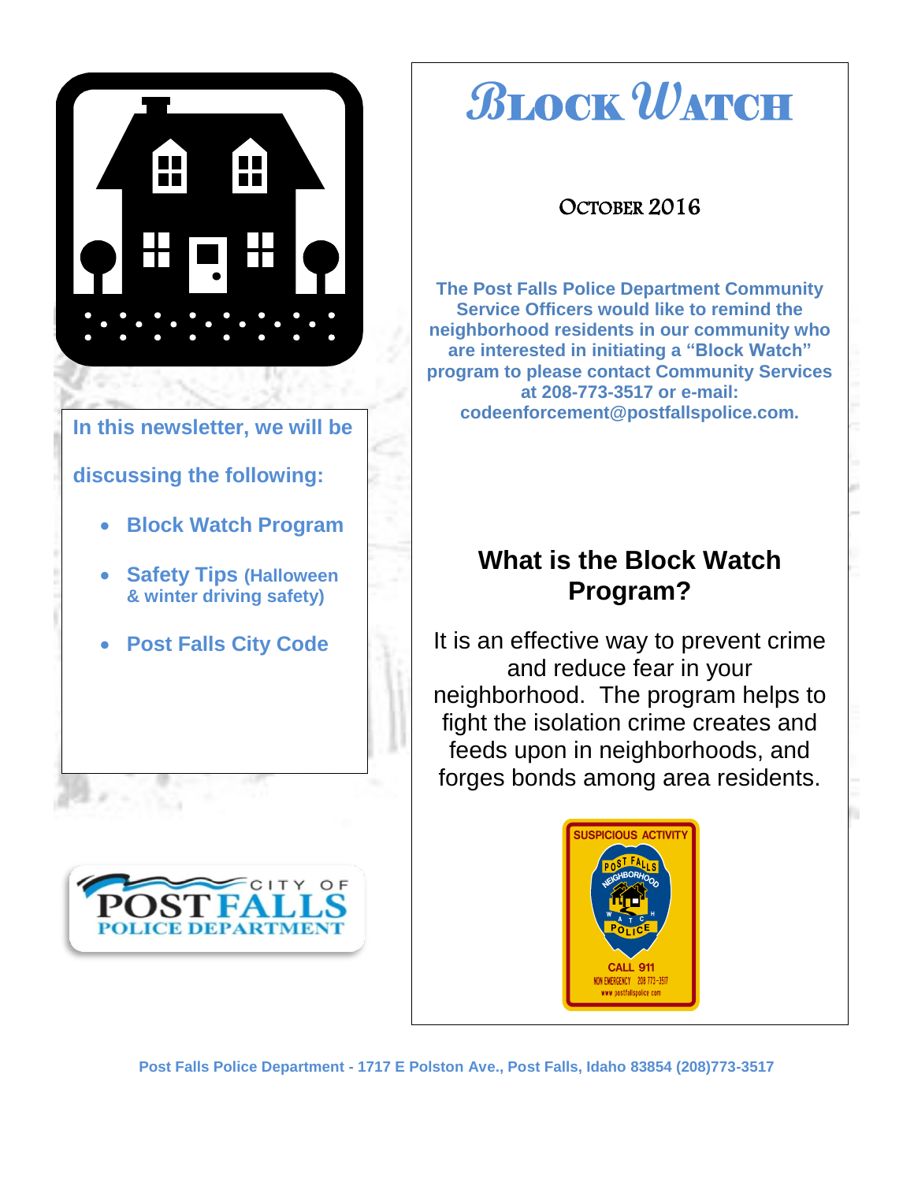# Block Watch

October 2016

**The Post Falls Police Department Community Service Officers would like to remind the neighborhood residents in our community who are interested in initiating a "Block Watch" program to please contact Community Services at 208-773-3517 or e-mail: codeenforcement@postfallspolice.com.**

**In this newsletter, we will be discussing the following:**

- **Block Watch Program**
- **Safety Tips (Halloween & winter driving safety)**
- **Post Falls City Code**

## What is the Block Watch Program?

It is an effective way to prevent crime and reduce fear in your neighborhood. The program helps to fight the isolation crime creates and feeds upon in neighborhoods, and forges bonds among area residents.

**Post Falls Police Department - 1717 E Polston Ave., Post Falls, Idaho 83854 (208)773-3517**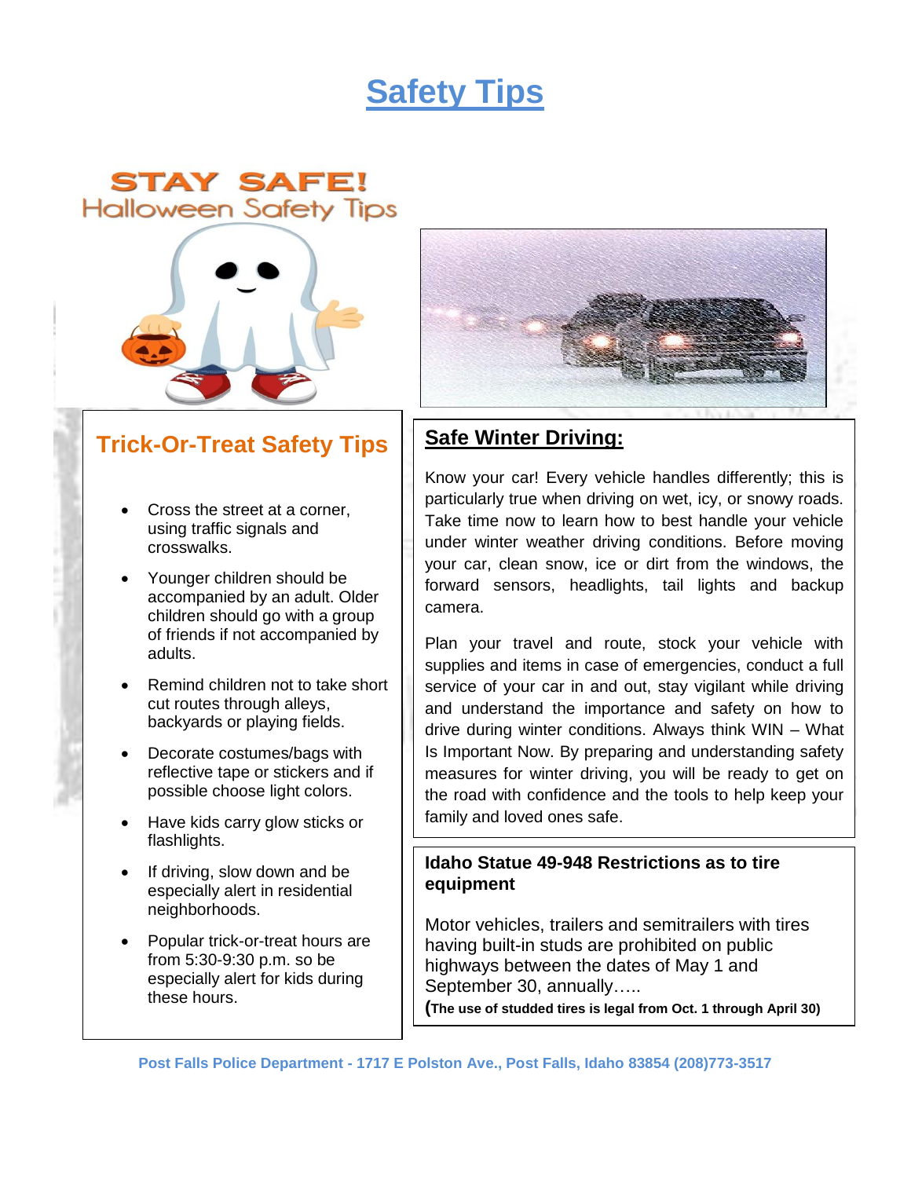# Safety Tips

STAY SAFE!
Halloween Safety Tips

## Trick-Or-Treat Safety Tips

- Cross the street at a corner, using traffic signals and crosswalks.
- Younger children should be accompanied by an adult. Older children should go with a group of friends if not accompanied by adults.
- Remind children not to take short cut routes through alleys, backyards or playing fields.
- Decorate costumes/bags with reflective tape or stickers and if possible choose light colors.
- Have kids carry glow sticks or flashlights.
- If driving, slow down and be especially alert in residential neighborhoods.
- Popular trick-or-treat hours are from 5:30-9:30 p.m. so be especially alert for kids during these hours.

## Safe Winter Driving:

Know your car! Every vehicle handles differently; this is particularly true when driving on wet, icy, or snowy roads. Take time now to learn how to best handle your vehicle under winter weather driving conditions. Before moving your car, clean snow, ice or dirt from the windows, the forward sensors, headlights, tail lights and backup camera.

Plan your travel and route, stock your vehicle with supplies and items in case of emergencies, conduct a full service of your car in and out, stay vigilant while driving and understand the importance and safety on how to drive during winter conditions. Always think WIN – What Is Important Now. By preparing and understanding safety measures for winter driving, you will be ready to get on the road with confidence and the tools to help keep your family and loved ones safe.

### Idaho Statue 49-948 Restrictions as to tire equipment

Motor vehicles, trailers and semitrailers with tires having built-in studs are prohibited on public highways between the dates of May 1 and September 30, annually…..

**(The use of studded tires is legal from Oct. 1 through April 30)**

**Post Falls Police Department - 1717 E Polston Ave., Post Falls, Idaho 83854 (208)773-3517**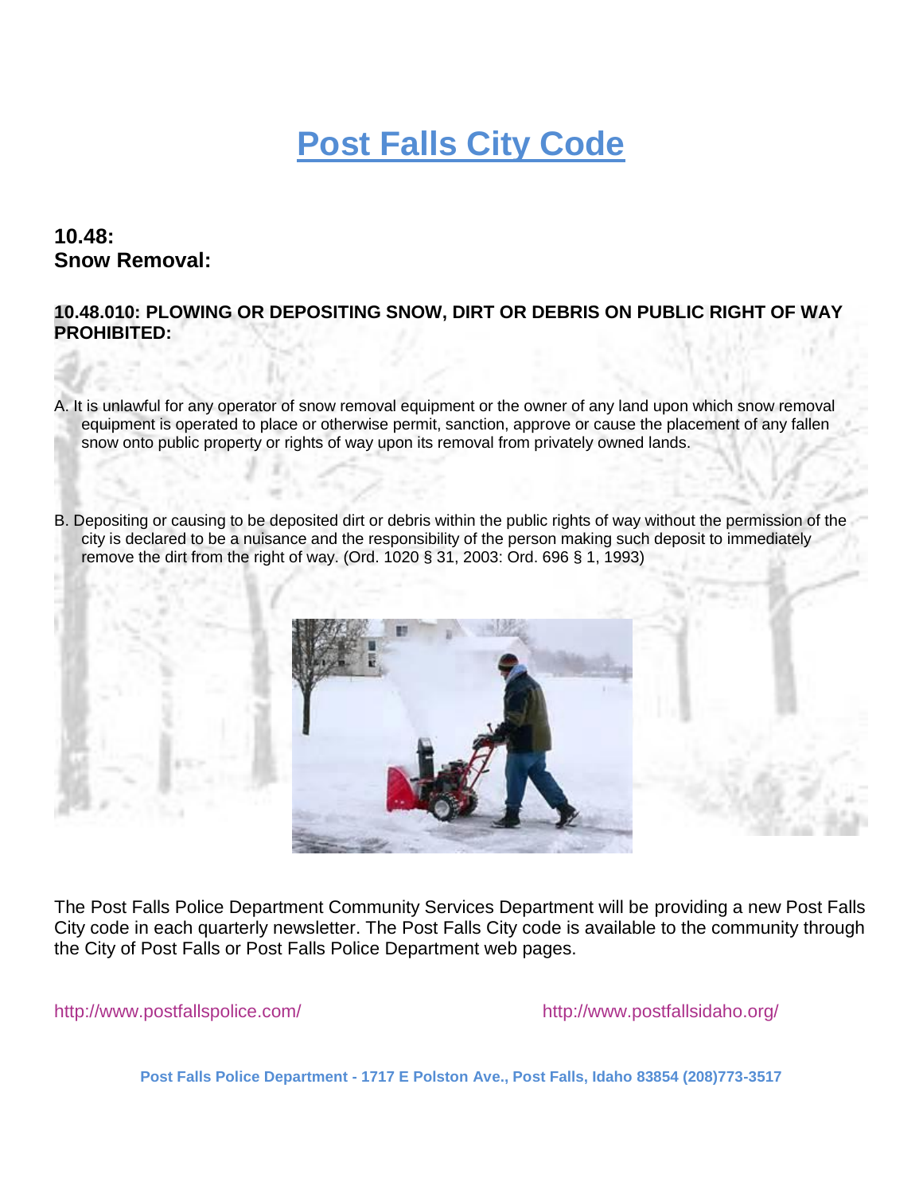# Post Falls City Code

## 10.48:
## Snow Removal:

### 10.48.010: PLOWING OR DEPOSITING SNOW, DIRT OR DEBRIS ON PUBLIC RIGHT OF WAY PROHIBITED:

A. It is unlawful for any operator of snow removal equipment or the owner of any land upon which snow removal equipment is operated to place or otherwise permit, sanction, approve or cause the placement of any fallen snow onto public property or rights of way upon its removal from privately owned lands.

B. Depositing or causing to be deposited dirt or debris within the public rights of way without the permission of the city is declared to be a nuisance and the responsibility of the person making such deposit to immediately remove the dirt from the right of way. (Ord. 1020 § 31, 2003: Ord. 696 § 1, 1993)

The Post Falls Police Department Community Services Department will be providing a new Post Falls City code in each quarterly newsletter. The Post Falls City code is available to the community through the City of Post Falls or Post Falls Police Department web pages.

http://www.postfallspolice.com/

http://www.postfallsidaho.org/

**Post Falls Police Department - 1717 E Polston Ave., Post Falls, Idaho 83854 (208)773-3517**